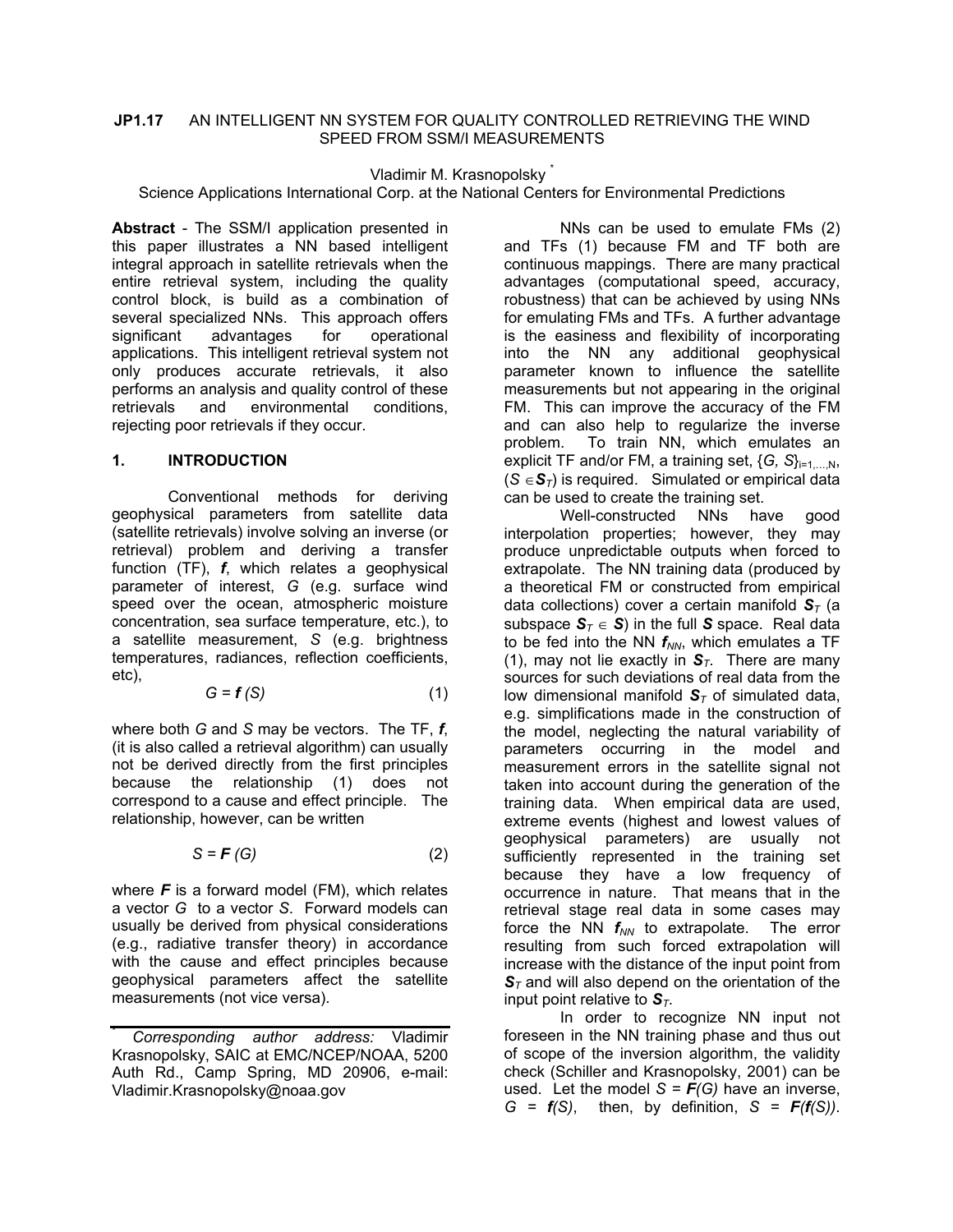# JP1.17 AN INTELLIGENT NN SYSTEM FOR QUALITY CONTROLLED RETRIEVING THE WIND SPEED FROM SSM/I MEASUREMENTS

Vladimir M. Krasnopolsky *

Science Applications International Corp. at the National Centers for Environmental Predictions

**Abstract** - The SSM/I application presented in this paper illustrates a NN based intelligent integral approach in satellite retrievals when the entire retrieval system, including the quality control block, is build as a combination of several specialized NNs. This approach offers significant advantages for operational applications. This intelligent retrieval system not only produces accurate retrievals, it also performs an analysis and quality control of these retrievals and environmental conditions, rejecting poor retrievals if they occur.

## 1. INTRODUCTION

Conventional methods for deriving geophysical parameters from satellite data (satellite retrievals) involve solving an inverse (or retrieval) problem and deriving a transfer function (TF), ***f***, which relates a geophysical parameter of interest, *G* (e.g. surface wind speed over the ocean, atmospheric moisture concentration, sea surface temperature, etc.), to a satellite measurement, *S* (e.g. brightness temperatures, radiances, reflection coefficients, etc),

$$G = \boldsymbol{f}(S) \qquad (1)$$

where both *G* and *S* may be vectors. The TF, ***f***, (it is also called a retrieval algorithm) can usually not be derived directly from the first principles because the relationship (1) does not correspond to a cause and effect principle. The relationship, however, can be written

$$S = \boldsymbol{F}(G) \qquad (2)$$

where ***F*** is a forward model (FM), which relates a vector *G* to a vector *S*. Forward models can usually be derived from physical considerations (e.g., radiative transfer theory) in accordance with the cause and effect principles because geophysical parameters affect the satellite measurements (not vice versa).

NNs can be used to emulate FMs (2) and TFs (1) because FM and TF both are continuous mappings. There are many practical advantages (computational speed, accuracy, robustness) that can be achieved by using NNs for emulating FMs and TFs. A further advantage is the easiness and flexibility of incorporating into the NN any additional geophysical parameter known to influence the satellite measurements but not appearing in the original FM. This can improve the accuracy of the FM and can also help to regularize the inverse problem. To train NN, which emulates an explicit TF and/or FM, a training set, $\{G, S\}_{i=1,\ldots,N}$, ($S \in \boldsymbol{S}_T$) is required. Simulated or empirical data can be used to create the training set.

Well-constructed NNs have good interpolation properties; however, they may produce unpredictable outputs when forced to extrapolate. The NN training data (produced by a theoretical FM or constructed from empirical data collections) cover a certain manifold $\boldsymbol{S}_T$ (a subspace $\boldsymbol{S}_T \in \boldsymbol{S}$) in the full ***S*** space. Real data to be fed into the NN $\boldsymbol{f}_{NN}$, which emulates a TF (1), may not lie exactly in $\boldsymbol{S}_T$. There are many sources for such deviations of real data from the low dimensional manifold $\boldsymbol{S}_T$ of simulated data, e.g. simplifications made in the construction of the model, neglecting the natural variability of parameters occurring in the model and measurement errors in the satellite signal not taken into account during the generation of the training data. When empirical data are used, extreme events (highest and lowest values of geophysical parameters) are usually not sufficiently represented in the training set because they have a low frequency of occurrence in nature. That means that in the retrieval stage real data in some cases may force the NN $\boldsymbol{f}_{NN}$ to extrapolate. The error resulting from such forced extrapolation will increase with the distance of the input point from $\boldsymbol{S}_T$ and will also depend on the orientation of the input point relative to $\boldsymbol{S}_T$.

In order to recognize NN input not foreseen in the NN training phase and thus out of scope of the inversion algorithm, the validity check (Schiller and Krasnopolsky, 2001) can be used. Let the model $S = \boldsymbol{F}(G)$ have an inverse, $G = \boldsymbol{f}(S)$, then, by definition, $S = \boldsymbol{F}(\boldsymbol{f}(S))$.

---

\* *Corresponding author address:* Vladimir Krasnopolsky, SAIC at EMC/NCEP/NOAA, 5200 Auth Rd., Camp Spring, MD 20906, e-mail: Vladimir.Krasnopolsky@noaa.gov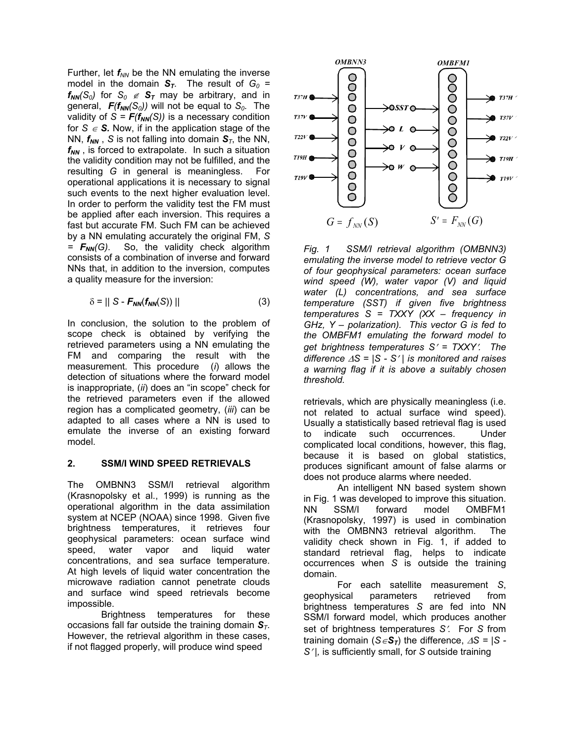Further, let $f_{NN}$ be the NN emulating the inverse model in the domain $\mathbf{S_T}$. The result of $G_0 = f_{NN}(S_0)$ for $S_0 \notin \mathbf{S_T}$ may be arbitrary, and in general, $F(f_{NN}(S_0))$ will not be equal to $S_0$. The validity of $S = F(f_{NN}(S))$ is a necessary condition for $S \in \mathbf{S}$. Now, if in the application stage of the NN, $f_{NN}$, $S$ is not falling into domain $\mathbf{S}_T$, the NN, $f_{NN}$, is forced to extrapolate. In such a situation the validity condition may not be fulfilled, and the resulting $G$ in general is meaningless. For operational applications it is necessary to signal such events to the next higher evaluation level. In order to perform the validity test the FM must be applied after each inversion. This requires a fast but accurate FM. Such FM can be achieved by a NN emulating accurately the original FM, $S = F_{NN}(G)$. So, the validity check algorithm consists of a combination of inverse and forward NNs that, in addition to the inversion, computes a quality measure for the inversion:

$$\delta = \| S - F_{NN}(f_{NN}(S)) \| \qquad (3)$$

In conclusion, the solution to the problem of scope check is obtained by verifying the retrieved parameters using a NN emulating the FM and comparing the result with the measurement. This procedure (*i*) allows the detection of situations where the forward model is inappropriate, (*ii*) does an "in scope" check for the retrieved parameters even if the allowed region has a complicated geometry, (*iii*) can be adapted to all cases where a NN is used to emulate the inverse of an existing forward model.

## 2. SSM/I WIND SPEED RETRIEVALS

The OMBNN3 SSM/I retrieval algorithm (Krasnopolsky et al., 1999) is running as the operational algorithm in the data assimilation system at NCEP (NOAA) since 1998. Given five brightness temperatures, it retrieves four geophysical parameters: ocean surface wind speed, water vapor and liquid water concentrations, and sea surface temperature. At high levels of liquid water concentration the microwave radiation cannot penetrate clouds and surface wind speed retrievals become impossible.

Brightness temperatures for these occasions fall far outside the training domain $\mathbf{S}_T$. However, the retrieval algorithm in these cases, if not flagged properly, will produce wind speed retrievals, which are physically meaningless (i.e. not related to actual surface wind speed). Usually a statistically based retrieval flag is used to indicate such occurrences. Under complicated local conditions, however, this flag, because it is based on global statistics, produces significant amount of false alarms or does not produce alarms where needed.

*Fig. 1 SSM/I retrieval algorithm (OMBNN3) emulating the inverse model to retrieve vector G of four geophysical parameters: ocean surface wind speed (W), water vapor (V) and liquid water (L) concentrations, and sea surface temperature (SST) if given five brightness temperatures S = TXXY (XX – frequency in GHz, Y – polarization). This vector G is fed to the OMBFM1 emulating the forward model to get brightness temperatures S′ = TXXY′. The difference ΔS = |S - S′| is monitored and raises a warning flag if it is above a suitably chosen threshold.*

An intelligent NN based system shown in Fig. 1 was developed to improve this situation. NN SSM/I forward model OMBFM1 (Krasnopolsky, 1997) is used in combination with the OMBNN3 retrieval algorithm. The validity check shown in Fig. 1, if added to standard retrieval flag, helps to indicate occurrences when $S$ is outside the training domain.

For each satellite measurement $S$, geophysical parameters retrieved from brightness temperatures $S$ are fed into NN SSM/I forward model, which produces another set of brightness temperatures $S'$. For $S$ from training domain ($S \in \mathbf{S}_T$) the difference, $\Delta S = |S - S'|$, is sufficiently small, for $S$ outside training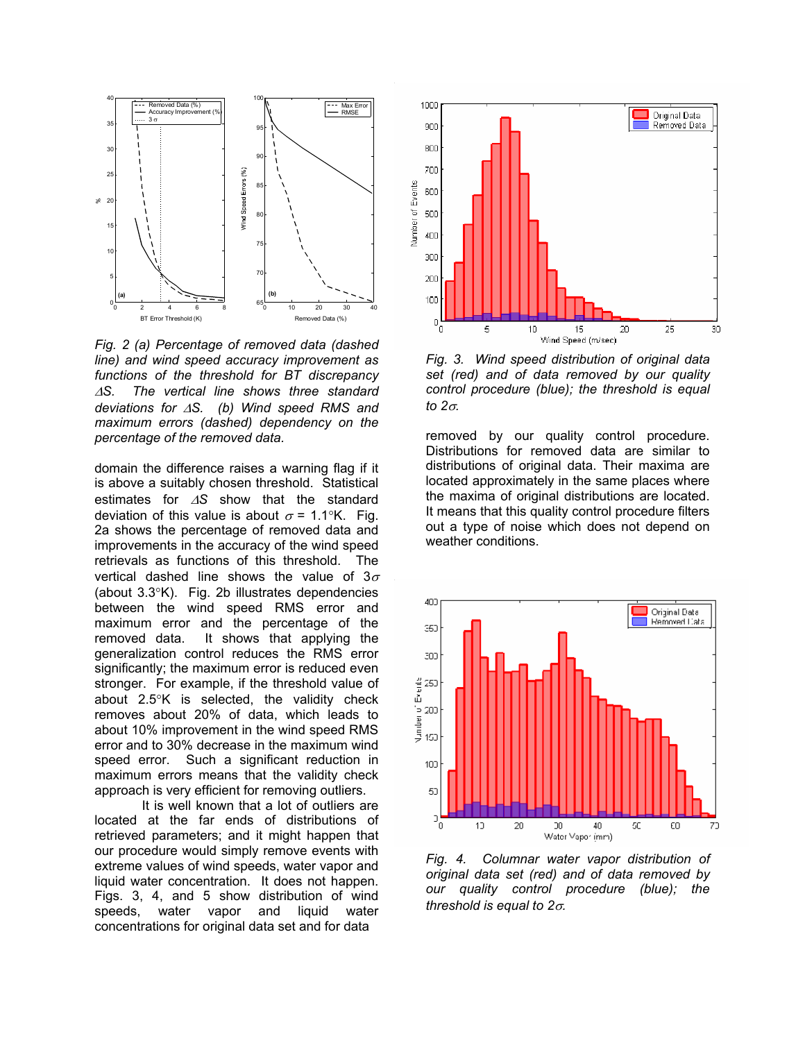*Fig. 2 (a) Percentage of removed data (dashed line) and wind speed accuracy improvement as functions of the threshold for BT discrepancy $\Delta S$. The vertical line shows three standard deviations for $\Delta S$. (b) Wind speed RMS and maximum errors (dashed) dependency on the percentage of the removed data.*

domain the difference raises a warning flag if it is above a suitably chosen threshold. Statistical estimates for $\Delta S$ show that the standard deviation of this value is about $\sigma$ = 1.1°K. Fig. 2a shows the percentage of removed data and improvements in the accuracy of the wind speed retrievals as functions of this threshold. The vertical dashed line shows the value of $3\sigma$ (about 3.3°K). Fig. 2b illustrates dependencies between the wind speed RMS error and maximum error and the percentage of the removed data. It shows that applying the generalization control reduces the RMS error significantly; the maximum error is reduced even stronger. For example, if the threshold value of about 2.5°K is selected, the validity check removes about 20% of data, which leads to about 10% improvement in the wind speed RMS error and to 30% decrease in the maximum wind speed error. Such a significant reduction in maximum errors means that the validity check approach is very efficient for removing outliers.

It is well known that a lot of outliers are located at the far ends of distributions of retrieved parameters; and it might happen that our procedure would simply remove events with extreme values of wind speeds, water vapor and liquid water concentration. It does not happen. Figs. 3, 4, and 5 show distribution of wind speeds, water vapor and liquid water concentrations for original data set and for data removed by our quality control procedure. Distributions for removed data are similar to distributions of original data. Their maxima are located approximately in the same places where the maxima of original distributions are located. It means that this quality control procedure filters out a type of noise which does not depend on weather conditions.

*Fig. 3. Wind speed distribution of original data set (red) and of data removed by our quality control procedure (blue); the threshold is equal to $2\sigma$.*

*Fig. 4. Columnar water vapor distribution of original data set (red) and of data removed by our quality control procedure (blue); the threshold is equal to $2\sigma$.*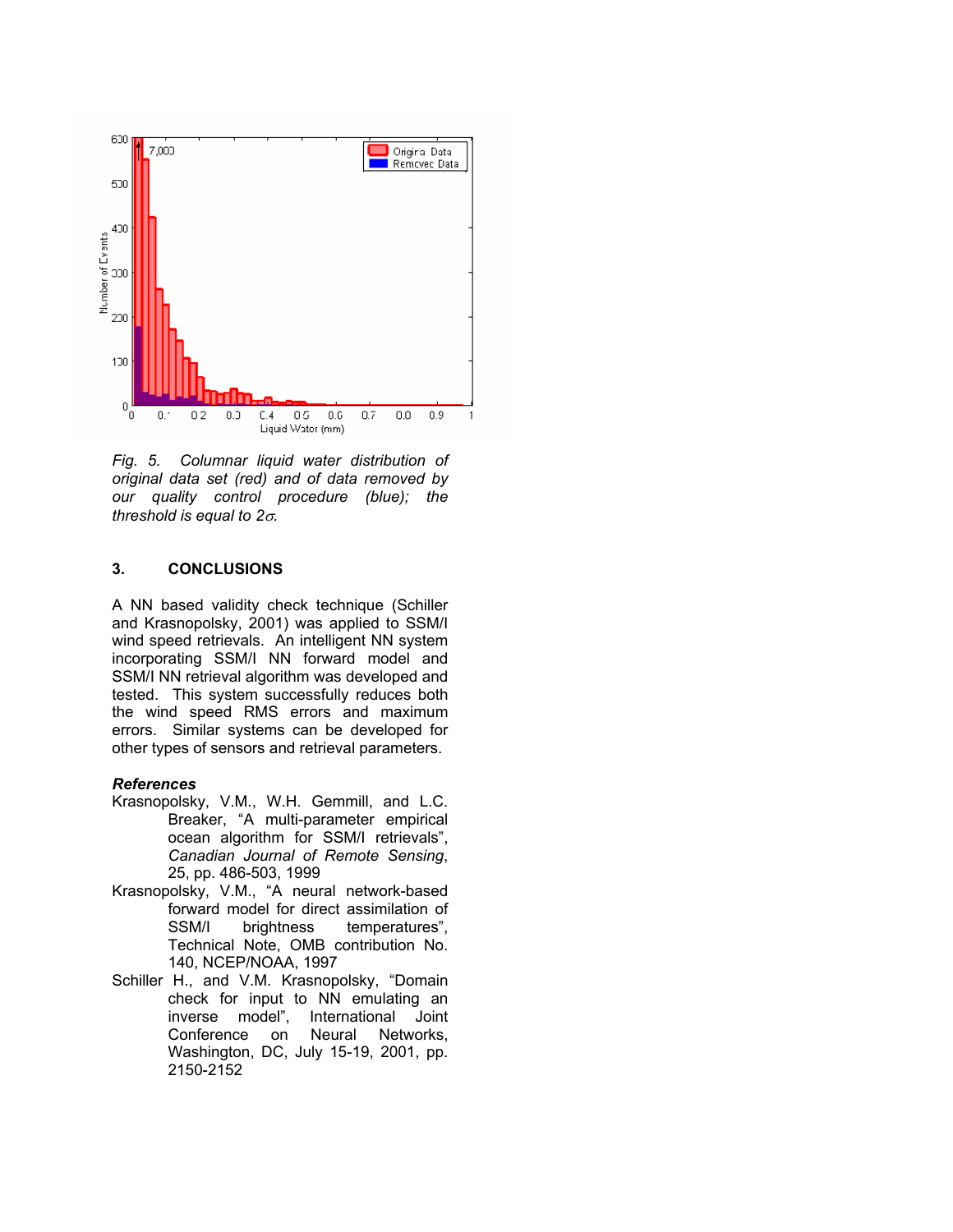600
500
400
300
200
100
0
7,000
Original Data
Removed Data
Number of Events
0 0.1 0.2 0.3 0.4 0.5 0.6 0.7 0.8 0.9 1
Liquid Water (mm)

*Fig. 5. Columnar liquid water distribution of original data set (red) and of data removed by our quality control procedure (blue); the threshold is equal to 2$\sigma$.*

### 3. CONCLUSIONS

A NN based validity check technique (Schiller and Krasnopolsky, 2001) was applied to SSM/I wind speed retrievals. An intelligent NN system incorporating SSM/I NN forward model and SSM/I NN retrieval algorithm was developed and tested. This system successfully reduces both the wind speed RMS errors and maximum errors. Similar systems can be developed for other types of sensors and retrieval parameters.

***References***

Krasnopolsky, V.M., W.H. Gemmill, and L.C. Breaker, "A multi-parameter empirical ocean algorithm for SSM/I retrievals", *Canadian Journal of Remote Sensing*, 25, pp. 486-503, 1999

Krasnopolsky, V.M., "A neural network-based forward model for direct assimilation of SSM/I brightness temperatures", Technical Note, OMB contribution No. 140, NCEP/NOAA, 1997

Schiller H., and V.M. Krasnopolsky, "Domain check for input to NN emulating an inverse model", International Joint Conference on Neural Networks, Washington, DC, July 15-19, 2001, pp. 2150-2152